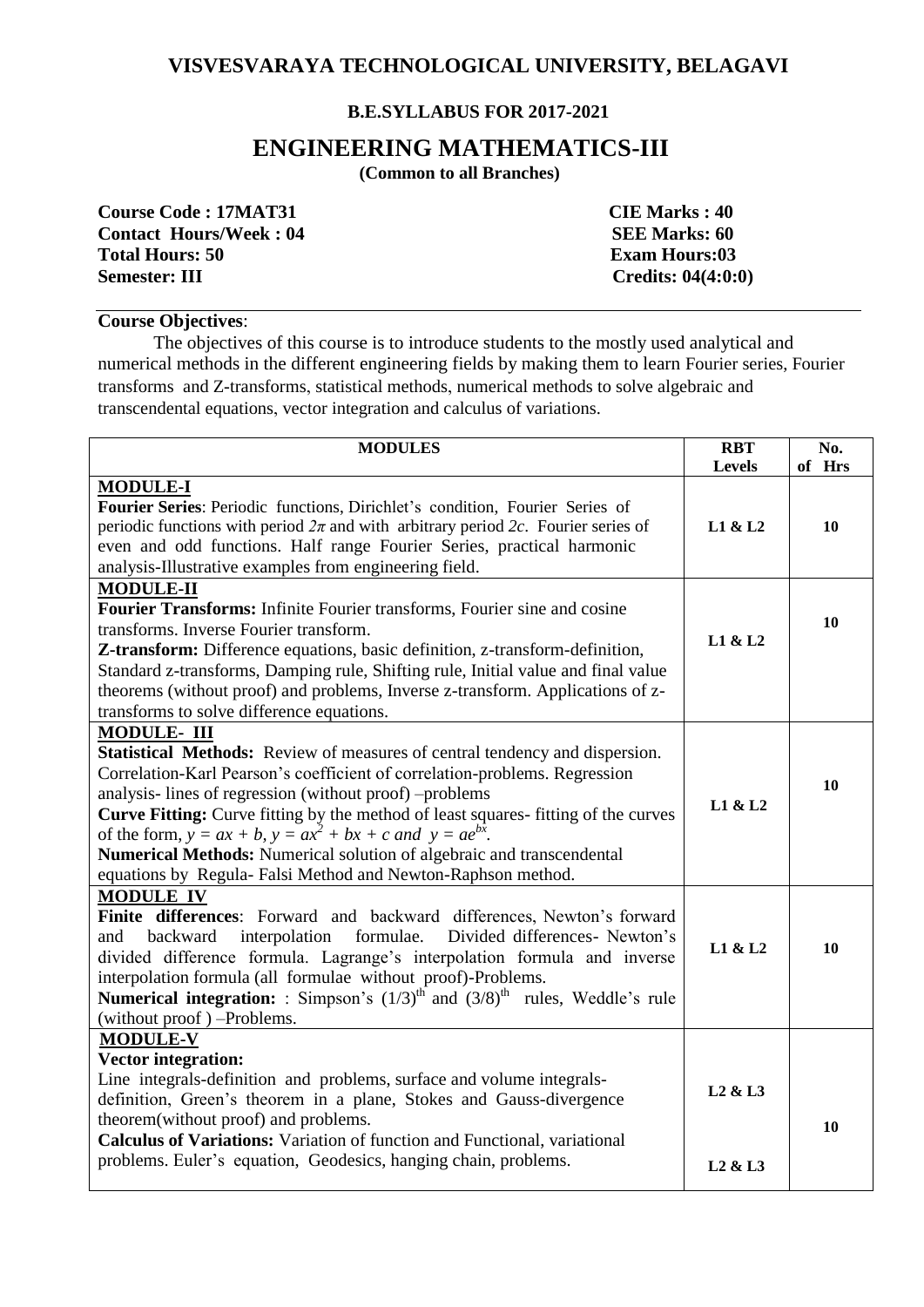# VISVESVARAYA TECHNOLOGICAL UNIVERSITY, BELAGAVI

**B.E.SYLLABUS FOR 2017-2021**

## ENGINEERING MATHEMATICS-III

**(Common to all Branches)**

**Course Code : 17MAT31** **CIE Marks : 40**
**Contact Hours/Week : 04** **SEE Marks: 60**
**Total Hours: 50** **Exam Hours:03**
**Semester: III** **Credits: 04(4:0:0)**

**Course Objectives**:

The objectives of this course is to introduce students to the mostly used analytical and numerical methods in the different engineering fields by making them to learn Fourier series, Fourier transforms and Z-transforms, statistical methods, numerical methods to solve algebraic and transcendental equations, vector integration and calculus of variations.

| MODULES | RBT Levels | No. of Hrs |
|---|---|---|
| **MODULE-I**<br>**Fourier Series**: Periodic functions, Dirichlet's condition, Fourier Series of periodic functions with period $2\pi$ and with arbitrary period $2c$. Fourier series of even and odd functions. Half range Fourier Series, practical harmonic analysis-Illustrative examples from engineering field. | L1 & L2 | 10 |
| **MODULE-II**<br>**Fourier Transforms:** Infinite Fourier transforms, Fourier sine and cosine transforms. Inverse Fourier transform.<br>**Z-transform:** Difference equations, basic definition, z-transform-definition, Standard z-transforms, Damping rule, Shifting rule, Initial value and final value theorems (without proof) and problems, Inverse z-transform. Applications of z-transforms to solve difference equations. | L1 & L2 | 10 |
| **MODULE- III**<br>**Statistical Methods:** Review of measures of central tendency and dispersion. Correlation-Karl Pearson's coefficient of correlation-problems. Regression analysis- lines of regression (without proof) –problems<br>**Curve Fitting:** Curve fitting by the method of least squares- fitting of the curves of the form, $y = ax + b$, $y = ax^2 + bx + c$ and $y = ae^{bx}$.<br>**Numerical Methods:** Numerical solution of algebraic and transcendental equations by Regula- Falsi Method and Newton-Raphson method. | L1 & L2 | 10 |
| **MODULE IV**<br>**Finite differences**: Forward and backward differences, Newton's forward and backward interpolation formulae. Divided differences- Newton's divided difference formula. Lagrange's interpolation formula and inverse interpolation formula (all formulae without proof)-Problems.<br>**Numerical integration:** : Simpson's $(1/3)^{th}$ and $(3/8)^{th}$ rules, Weddle's rule (without proof ) –Problems. | L1 & L2 | 10 |
| **MODULE-V**<br>**Vector integration:**<br>Line integrals-definition and problems, surface and volume integrals-definition, Green's theorem in a plane, Stokes and Gauss-divergence theorem(without proof) and problems.<br>**Calculus of Variations:** Variation of function and Functional, variational problems. Euler's equation, Geodesics, hanging chain, problems. | L2 & L3<br><br>L2 & L3 | 10 |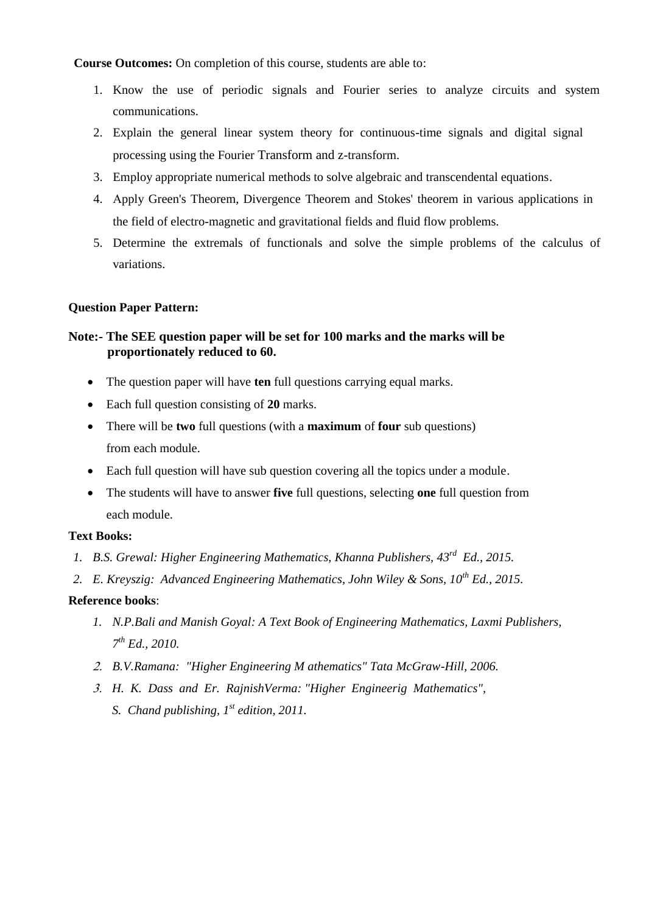**Course Outcomes:** On completion of this course, students are able to:

1. Know the use of periodic signals and Fourier series to analyze circuits and system communications.
2. Explain the general linear system theory for continuous-time signals and digital signal processing using the Fourier Transform and z-transform.
3. Employ appropriate numerical methods to solve algebraic and transcendental equations.
4. Apply Green's Theorem, Divergence Theorem and Stokes' theorem in various applications in the field of electro-magnetic and gravitational fields and fluid flow problems.
5. Determine the extremals of functionals and solve the simple problems of the calculus of variations.

**Question Paper Pattern:**

**Note:- The SEE question paper will be set for 100 marks and the marks will be proportionately reduced to 60.**

- The question paper will have **ten** full questions carrying equal marks.
- Each full question consisting of **20** marks.
- There will be **two** full questions (with a **maximum** of **four** sub questions) from each module.
- Each full question will have sub question covering all the topics under a module.
- The students will have to answer **five** full questions, selecting **one** full question from each module.

**Text Books:**

1. *B.S. Grewal: Higher Engineering Mathematics, Khanna Publishers, 43rd Ed., 2015.*
2. *E. Kreyszig: Advanced Engineering Mathematics, John Wiley & Sons, 10th Ed., 2015.*

**Reference books**:

1. *N.P.Bali and Manish Goyal: A Text Book of Engineering Mathematics, Laxmi Publishers, 7th Ed., 2010.*
2. *B.V.Ramana: "Higher Engineering M athematics" Tata McGraw-Hill, 2006.*
3. *H. K. Dass and Er. RajnishVerma: "Higher Engineerig Mathematics", S. Chand publishing, 1st edition, 2011.*